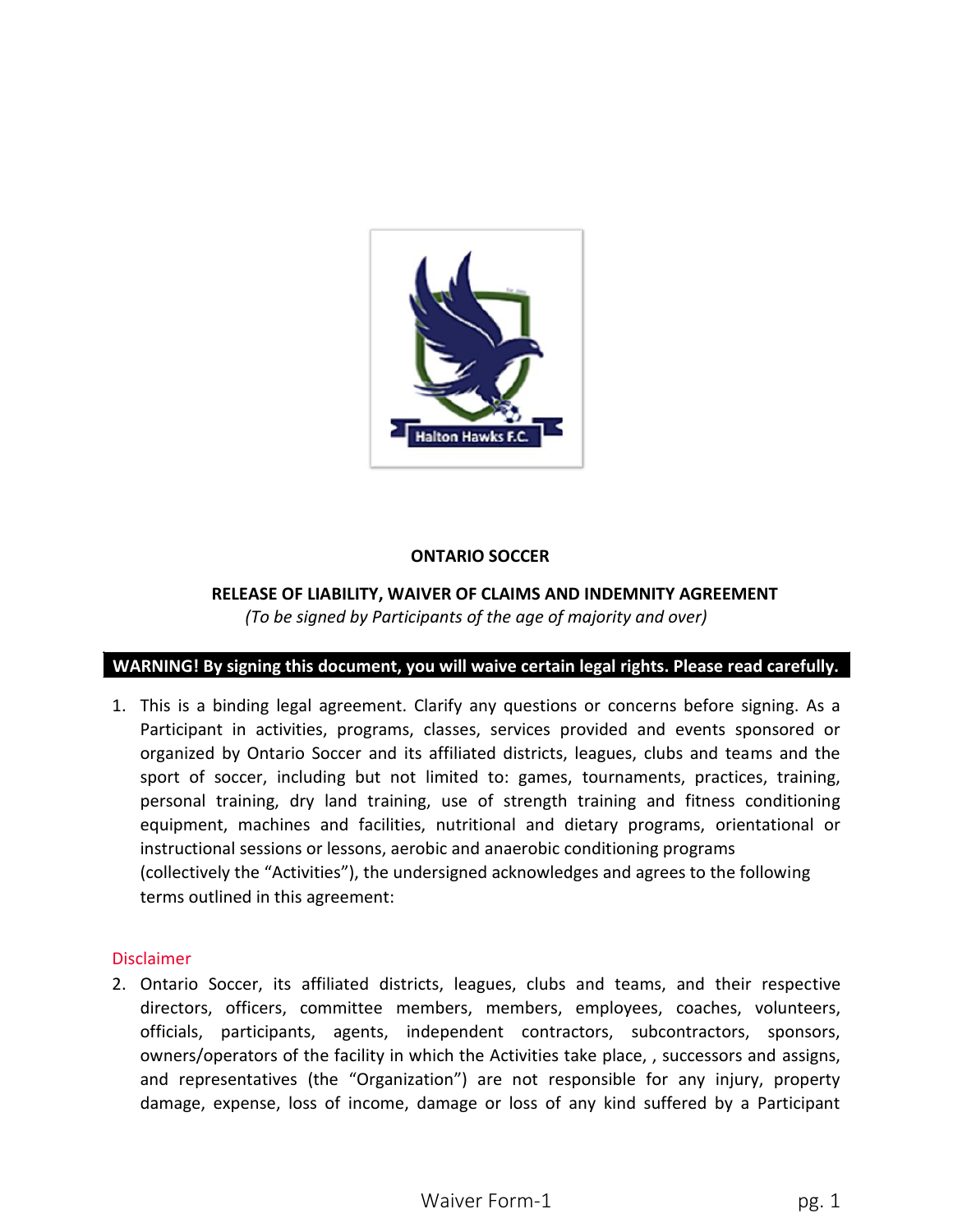**ONTARIO SOCCER**

**RELEASE OF LIABILITY, WAIVER OF CLAIMS AND INDEMNITY AGREEMENT**

*(To be signed by Participants of the age of majority and over)*

**WARNING! By signing this document, you will waive certain legal rights. Please read carefully.**

1. This is a binding legal agreement. Clarify any questions or concerns before signing. As a Participant in activities, programs, classes, services provided and events sponsored or organized by Ontario Soccer and its affiliated districts, leagues, clubs and teams and the sport of soccer, including but not limited to: games, tournaments, practices, training, personal training, dry land training, use of strength training and fitness conditioning equipment, machines and facilities, nutritional and dietary programs, orientational or instructional sessions or lessons, aerobic and anaerobic conditioning programs (collectively the "Activities"), the undersigned acknowledges and agrees to the following terms outlined in this agreement:

Disclaimer

2. Ontario Soccer, its affiliated districts, leagues, clubs and teams, and their respective directors, officers, committee members, members, employees, coaches, volunteers, officials, participants, agents, independent contractors, subcontractors, sponsors, owners/operators of the facility in which the Activities take place, , successors and assigns, and representatives (the "Organization") are not responsible for any injury, property damage, expense, loss of income, damage or loss of any kind suffered by a Participant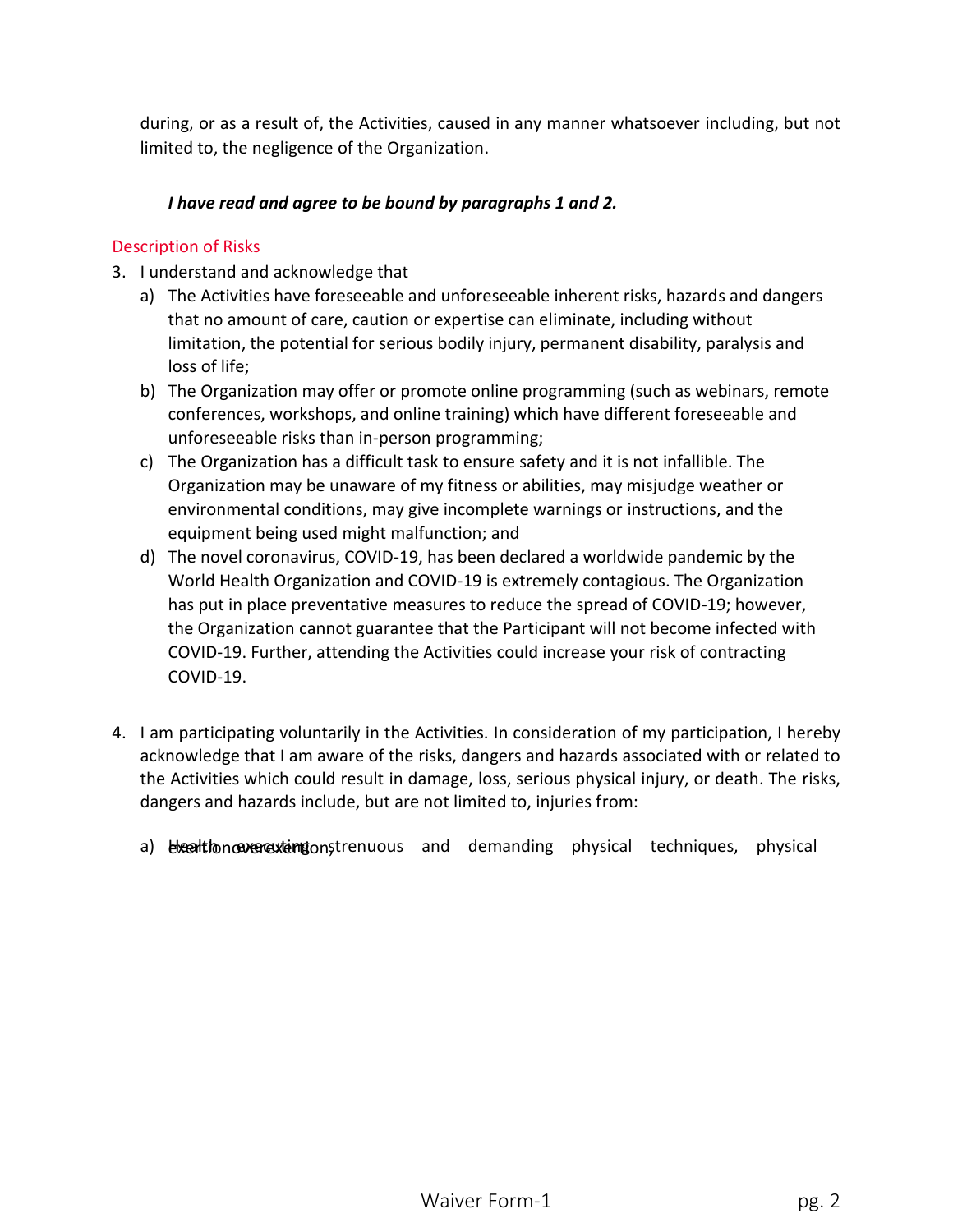during, or as a result of, the Activities, caused in any manner whatsoever including, but not limited to, the negligence of the Organization.

***I have read and agree to be bound by paragraphs 1 and 2.***

## Description of Risks

3. I understand and acknowledge that
   a) The Activities have foreseeable and unforeseeable inherent risks, hazards and dangers that no amount of care, caution or expertise can eliminate, including without limitation, the potential for serious bodily injury, permanent disability, paralysis and loss of life;
   b) The Organization may offer or promote online programming (such as webinars, remote conferences, workshops, and online training) which have different foreseeable and unforeseeable risks than in-person programming;
   c) The Organization has a difficult task to ensure safety and it is not infallible. The Organization may be unaware of my fitness or abilities, may misjudge weather or environmental conditions, may give incomplete warnings or instructions, and the equipment being used might malfunction; and
   d) The novel coronavirus, COVID-19, has been declared a worldwide pandemic by the World Health Organization and COVID-19 is extremely contagious. The Organization has put in place preventative measures to reduce the spread of COVID-19; however, the Organization cannot guarantee that the Participant will not become infected with COVID-19. Further, attending the Activities could increase your risk of contracting COVID-19.

4. I am participating voluntarily in the Activities. In consideration of my participation, I hereby acknowledge that I am aware of the risks, dangers and hazards associated with or related to the Activities which could result in damage, loss, serious physical injury, or death. The risks, dangers and hazards include, but are not limited to, injuries from:
   a) Health: executing strenuous and demanding physical techniques, physical exertion, overexertion;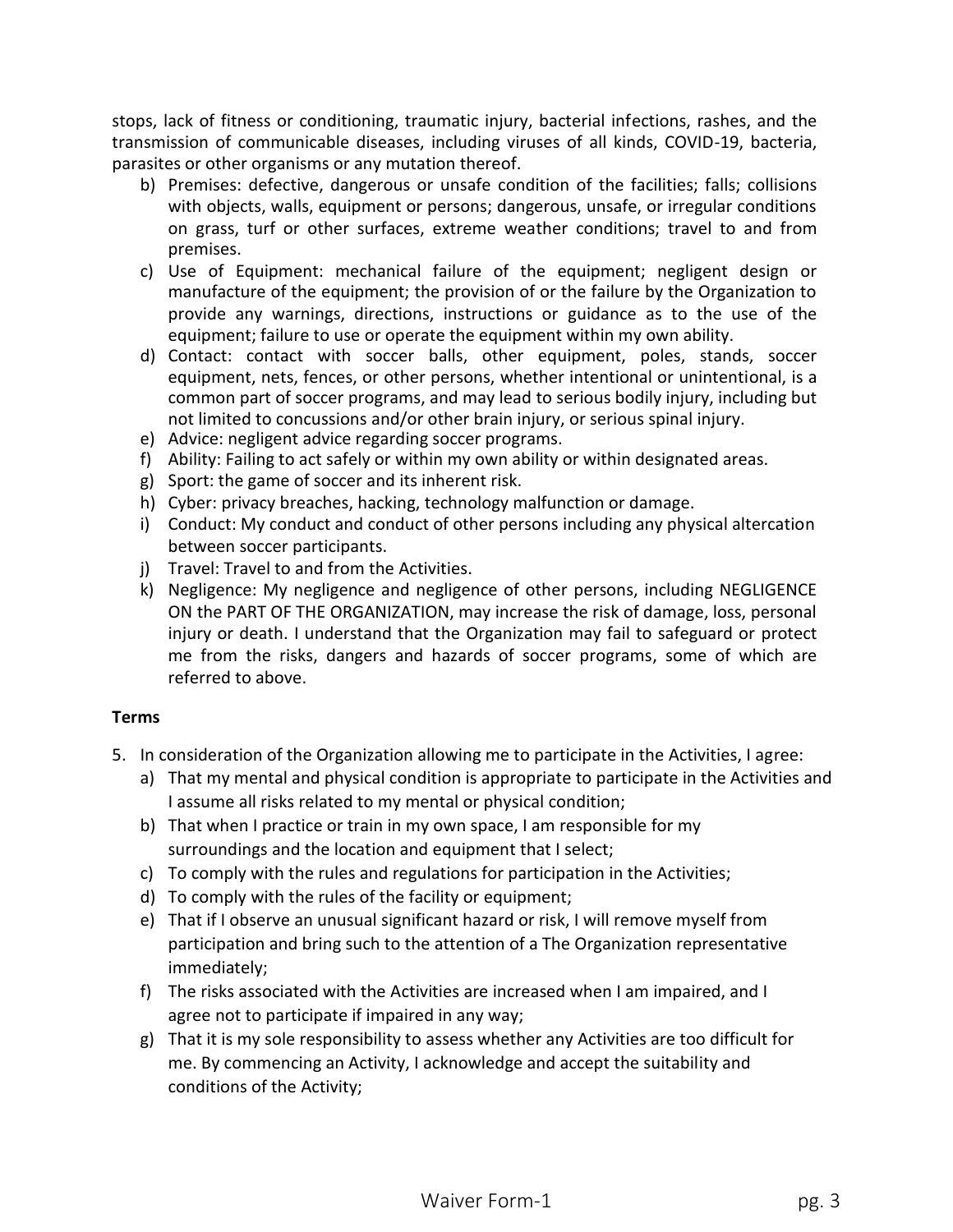stops, lack of fitness or conditioning, traumatic injury, bacterial infections, rashes, and the transmission of communicable diseases, including viruses of all kinds, COVID-19, bacteria, parasites or other organisms or any mutation thereof.

b) Premises: defective, dangerous or unsafe condition of the facilities; falls; collisions with objects, walls, equipment or persons; dangerous, unsafe, or irregular conditions on grass, turf or other surfaces, extreme weather conditions; travel to and from premises.

c) Use of Equipment: mechanical failure of the equipment; negligent design or manufacture of the equipment; the provision of or the failure by the Organization to provide any warnings, directions, instructions or guidance as to the use of the equipment; failure to use or operate the equipment within my own ability.

d) Contact: contact with soccer balls, other equipment, poles, stands, soccer equipment, nets, fences, or other persons, whether intentional or unintentional, is a common part of soccer programs, and may lead to serious bodily injury, including but not limited to concussions and/or other brain injury, or serious spinal injury.

e) Advice: negligent advice regarding soccer programs.

f) Ability: Failing to act safely or within my own ability or within designated areas.

g) Sport: the game of soccer and its inherent risk.

h) Cyber: privacy breaches, hacking, technology malfunction or damage.

i) Conduct: My conduct and conduct of other persons including any physical altercation between soccer participants.

j) Travel: Travel to and from the Activities.

k) Negligence: My negligence and negligence of other persons, including NEGLIGENCE ON the PART OF THE ORGANIZATION, may increase the risk of damage, loss, personal injury or death. I understand that the Organization may fail to safeguard or protect me from the risks, dangers and hazards of soccer programs, some of which are referred to above.

**Terms**

5. In consideration of the Organization allowing me to participate in the Activities, I agree:
   a) That my mental and physical condition is appropriate to participate in the Activities and I assume all risks related to my mental or physical condition;
   b) That when I practice or train in my own space, I am responsible for my surroundings and the location and equipment that I select;
   c) To comply with the rules and regulations for participation in the Activities;
   d) To comply with the rules of the facility or equipment;
   e) That if I observe an unusual significant hazard or risk, I will remove myself from participation and bring such to the attention of a The Organization representative immediately;
   f) The risks associated with the Activities are increased when I am impaired, and I agree not to participate if impaired in any way;
   g) That it is my sole responsibility to assess whether any Activities are too difficult for me. By commencing an Activity, I acknowledge and accept the suitability and conditions of the Activity;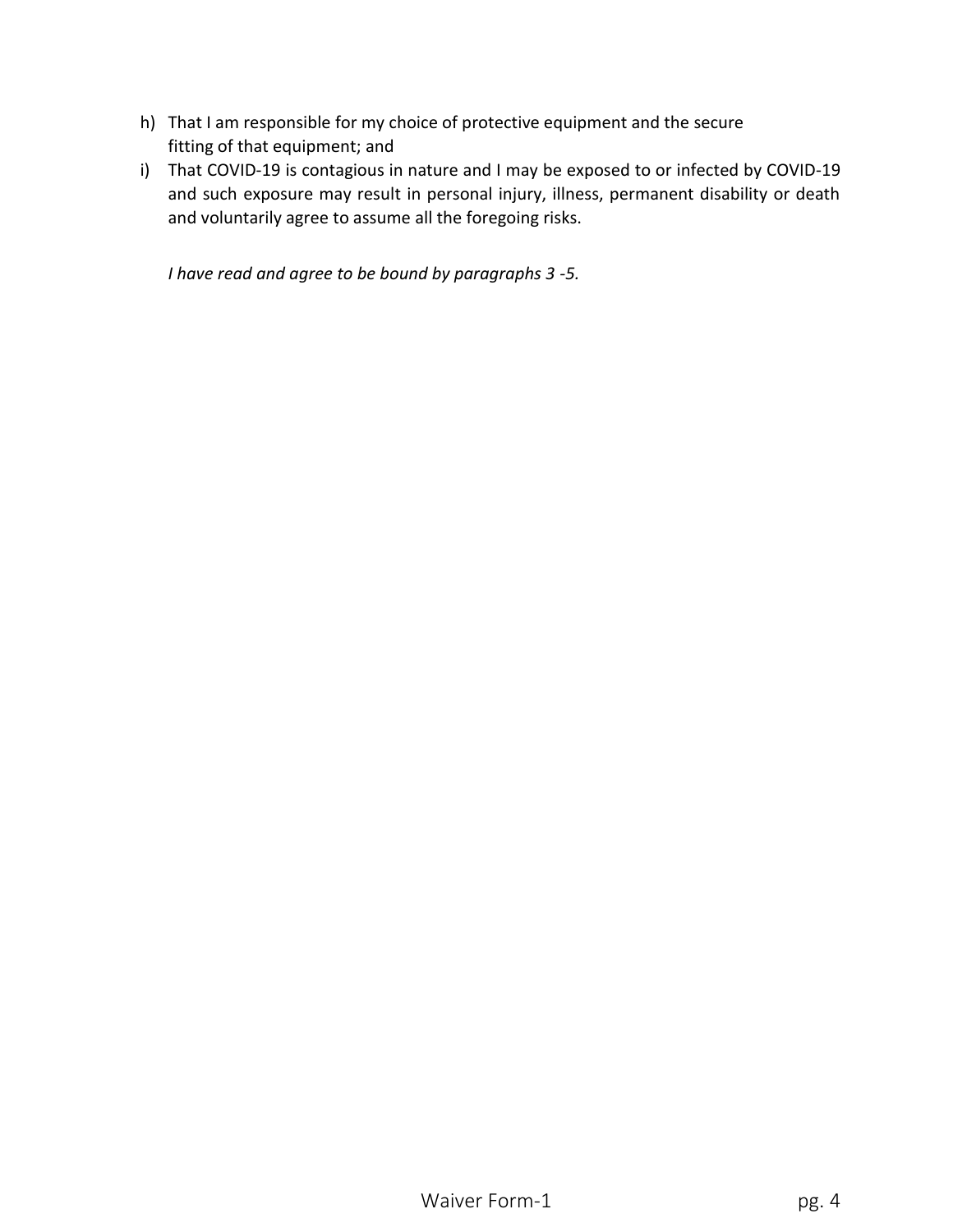h) That I am responsible for my choice of protective equipment and the secure fitting of that equipment; and
i) That COVID-19 is contagious in nature and I may be exposed to or infected by COVID-19 and such exposure may result in personal injury, illness, permanent disability or death and voluntarily agree to assume all the foregoing risks.

*I have read and agree to be bound by paragraphs 3 -5.*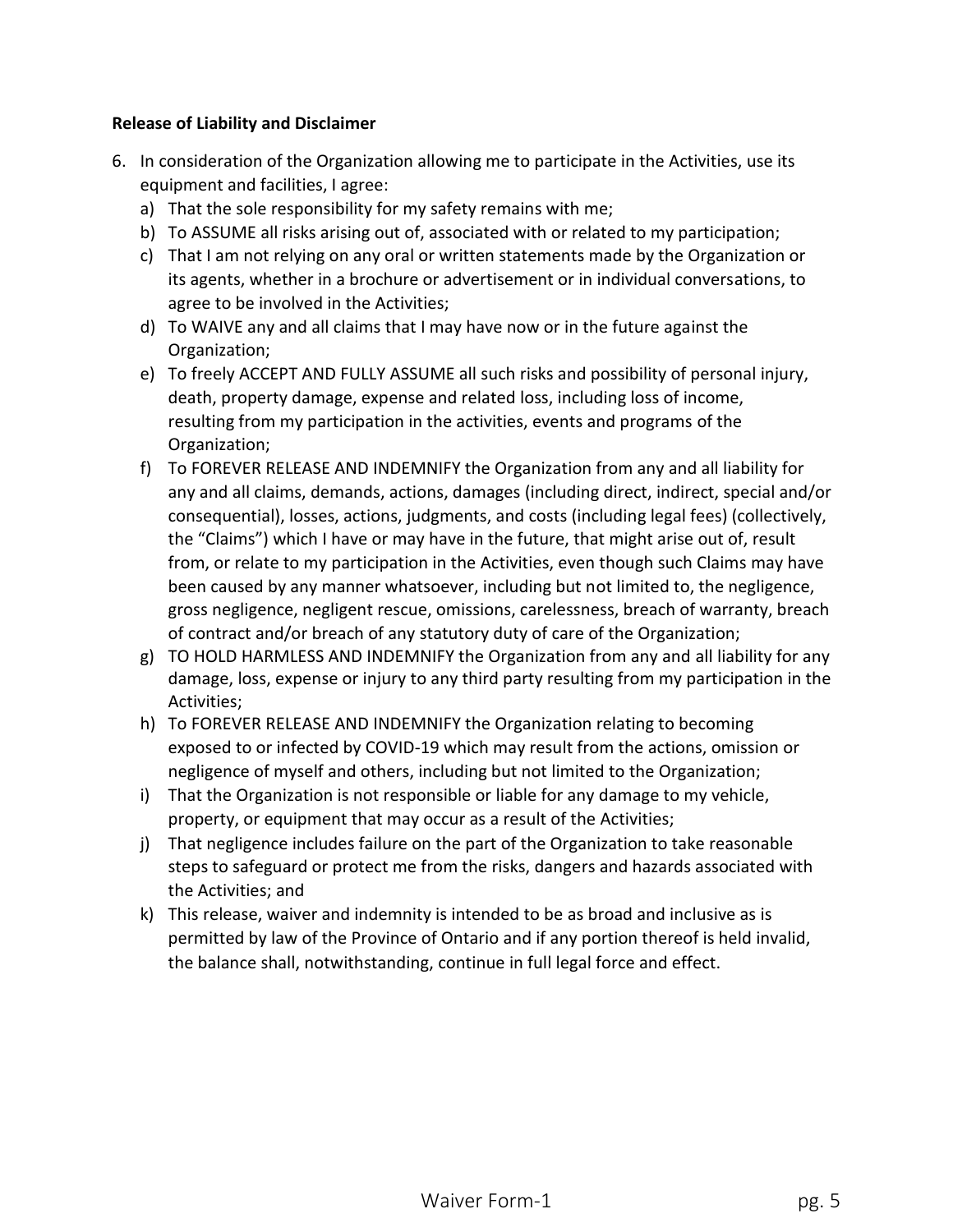**Release of Liability and Disclaimer**

6. In consideration of the Organization allowing me to participate in the Activities, use its equipment and facilities, I agree:
   a) That the sole responsibility for my safety remains with me;
   b) To ASSUME all risks arising out of, associated with or related to my participation;
   c) That I am not relying on any oral or written statements made by the Organization or its agents, whether in a brochure or advertisement or in individual conversations, to agree to be involved in the Activities;
   d) To WAIVE any and all claims that I may have now or in the future against the Organization;
   e) To freely ACCEPT AND FULLY ASSUME all such risks and possibility of personal injury, death, property damage, expense and related loss, including loss of income, resulting from my participation in the activities, events and programs of the Organization;
   f) To FOREVER RELEASE AND INDEMNIFY the Organization from any and all liability for any and all claims, demands, actions, damages (including direct, indirect, special and/or consequential), losses, actions, judgments, and costs (including legal fees) (collectively, the "Claims") which I have or may have in the future, that might arise out of, result from, or relate to my participation in the Activities, even though such Claims may have been caused by any manner whatsoever, including but not limited to, the negligence, gross negligence, negligent rescue, omissions, carelessness, breach of warranty, breach of contract and/or breach of any statutory duty of care of the Organization;
   g) TO HOLD HARMLESS AND INDEMNIFY the Organization from any and all liability for any damage, loss, expense or injury to any third party resulting from my participation in the Activities;
   h) To FOREVER RELEASE AND INDEMNIFY the Organization relating to becoming exposed to or infected by COVID-19 which may result from the actions, omission or negligence of myself and others, including but not limited to the Organization;
   i) That the Organization is not responsible or liable for any damage to my vehicle, property, or equipment that may occur as a result of the Activities;
   j) That negligence includes failure on the part of the Organization to take reasonable steps to safeguard or protect me from the risks, dangers and hazards associated with the Activities; and
   k) This release, waiver and indemnity is intended to be as broad and inclusive as is permitted by law of the Province of Ontario and if any portion thereof is held invalid, the balance shall, notwithstanding, continue in full legal force and effect.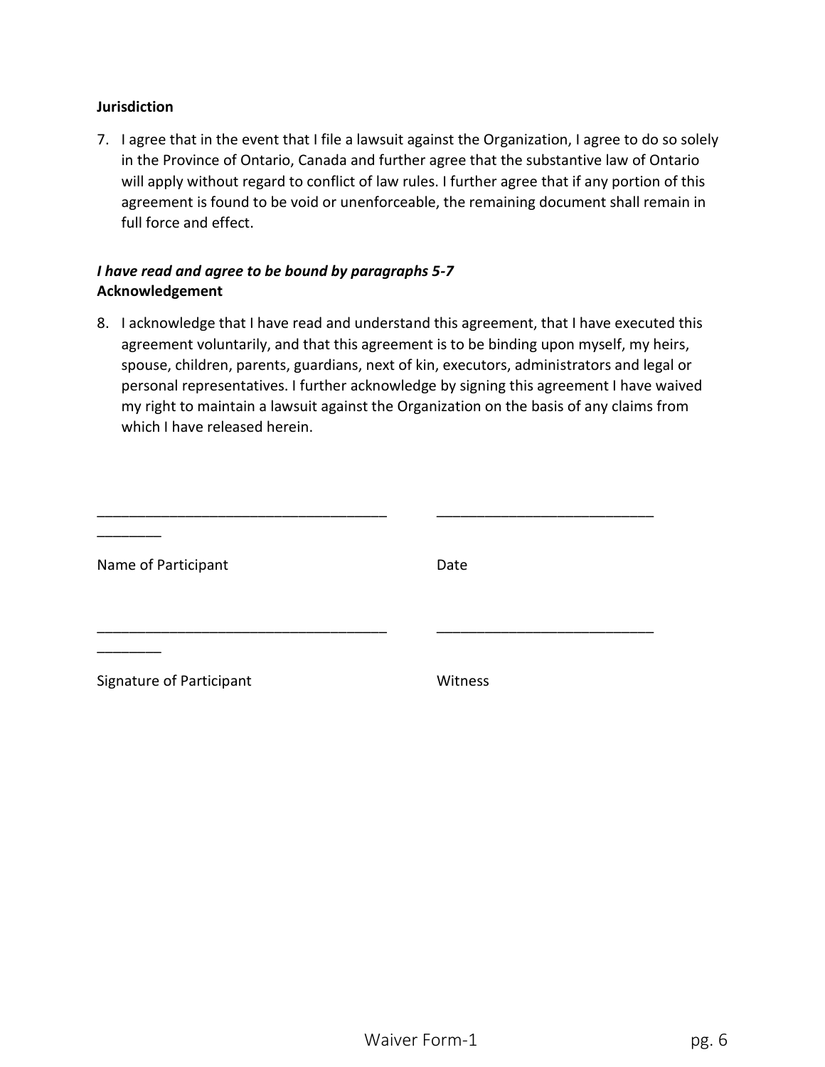**Jurisdiction**

7. I agree that in the event that I file a lawsuit against the Organization, I agree to do so solely in the Province of Ontario, Canada and further agree that the substantive law of Ontario will apply without regard to conflict of law rules. I further agree that if any portion of this agreement is found to be void or unenforceable, the remaining document shall remain in full force and effect.

***I have read and agree to be bound by paragraphs 5-7***
**Acknowledgement**

8. I acknowledge that I have read and understand this agreement, that I have executed this agreement voluntarily, and that this agreement is to be binding upon myself, my heirs, spouse, children, parents, guardians, next of kin, executors, administrators and legal or personal representatives. I further acknowledge by signing this agreement I have waived my right to maintain a lawsuit against the Organization on the basis of any claims from which I have released herein.

_____________________________________________ ____________________________

Name of Participant Date

_____________________________________________ ____________________________

Signature of Participant Witness